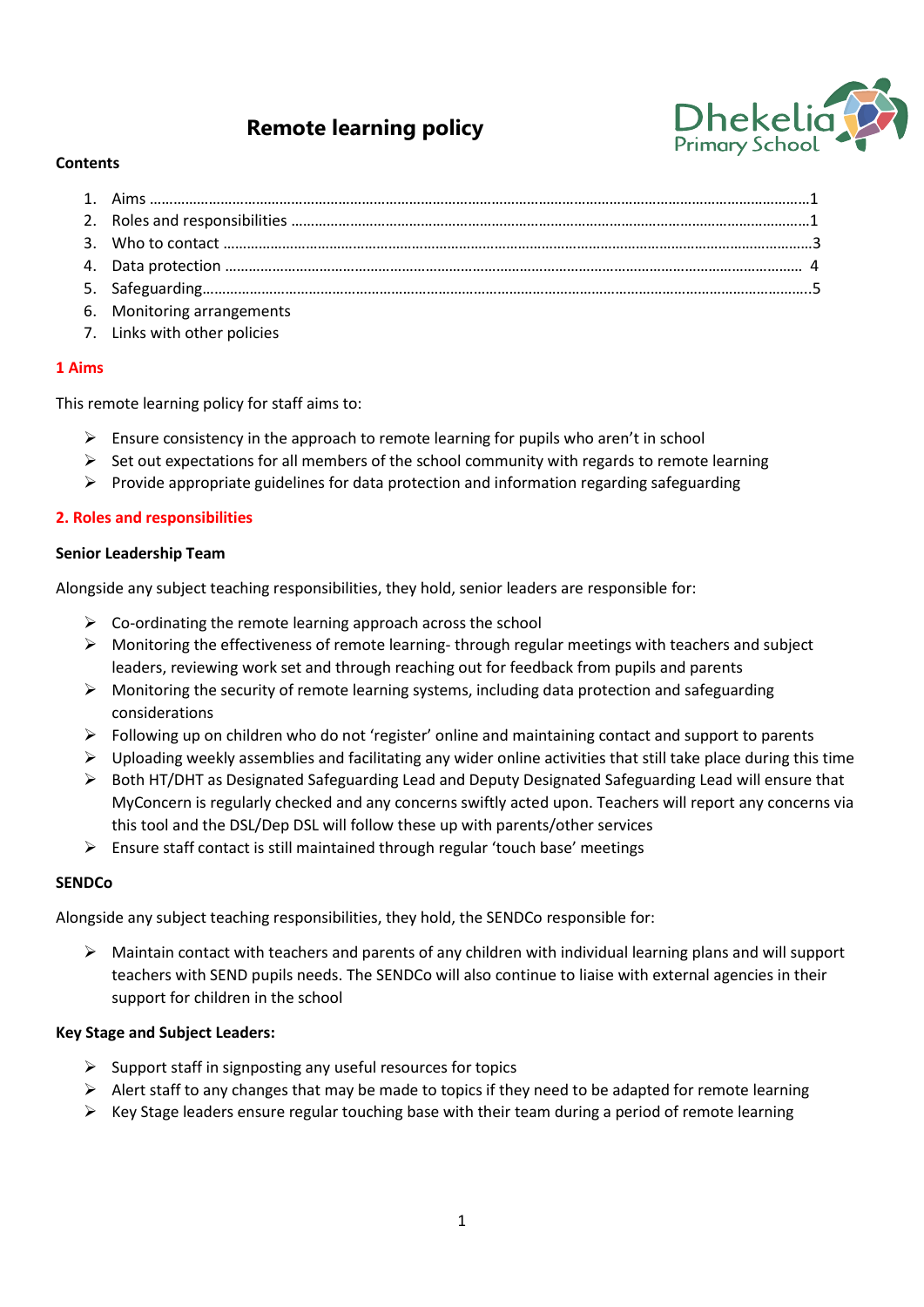# Remote learning policy

**Contents**

1. Aims ………………………………………………………………………………………………………………………………………………1
2. Roles and responsibilities ………………………………………………………………………………………………………………1
3. Who to contact …………………………………………………………………………………………………………………………………3
4. Data protection ……………………………………………………………………………………………………………………………… 4
5. Safeguarding……………………………………………………………………………………………………………………………………5
6. Monitoring arrangements
7. Links with other policies

## 1 Aims

This remote learning policy for staff aims to:

- Ensure consistency in the approach to remote learning for pupils who aren't in school
- Set out expectations for all members of the school community with regards to remote learning
- Provide appropriate guidelines for data protection and information regarding safeguarding

## 2. Roles and responsibilities

**Senior Leadership Team**

Alongside any subject teaching responsibilities, they hold, senior leaders are responsible for:

- Co-ordinating the remote learning approach across the school
- Monitoring the effectiveness of remote learning- through regular meetings with teachers and subject leaders, reviewing work set and through reaching out for feedback from pupils and parents
- Monitoring the security of remote learning systems, including data protection and safeguarding considerations
- Following up on children who do not 'register' online and maintaining contact and support to parents
- Uploading weekly assemblies and facilitating any wider online activities that still take place during this time
- Both HT/DHT as Designated Safeguarding Lead and Deputy Designated Safeguarding Lead will ensure that MyConcern is regularly checked and any concerns swiftly acted upon. Teachers will report any concerns via this tool and the DSL/Dep DSL will follow these up with parents/other services
- Ensure staff contact is still maintained through regular 'touch base' meetings

**SENDCo**

Alongside any subject teaching responsibilities, they hold, the SENDCo responsible for:

- Maintain contact with teachers and parents of any children with individual learning plans and will support teachers with SEND pupils needs. The SENDCo will also continue to liaise with external agencies in their support for children in the school

**Key Stage and Subject Leaders:**

- Support staff in signposting any useful resources for topics
- Alert staff to any changes that may be made to topics if they need to be adapted for remote learning
- Key Stage leaders ensure regular touching base with their team during a period of remote learning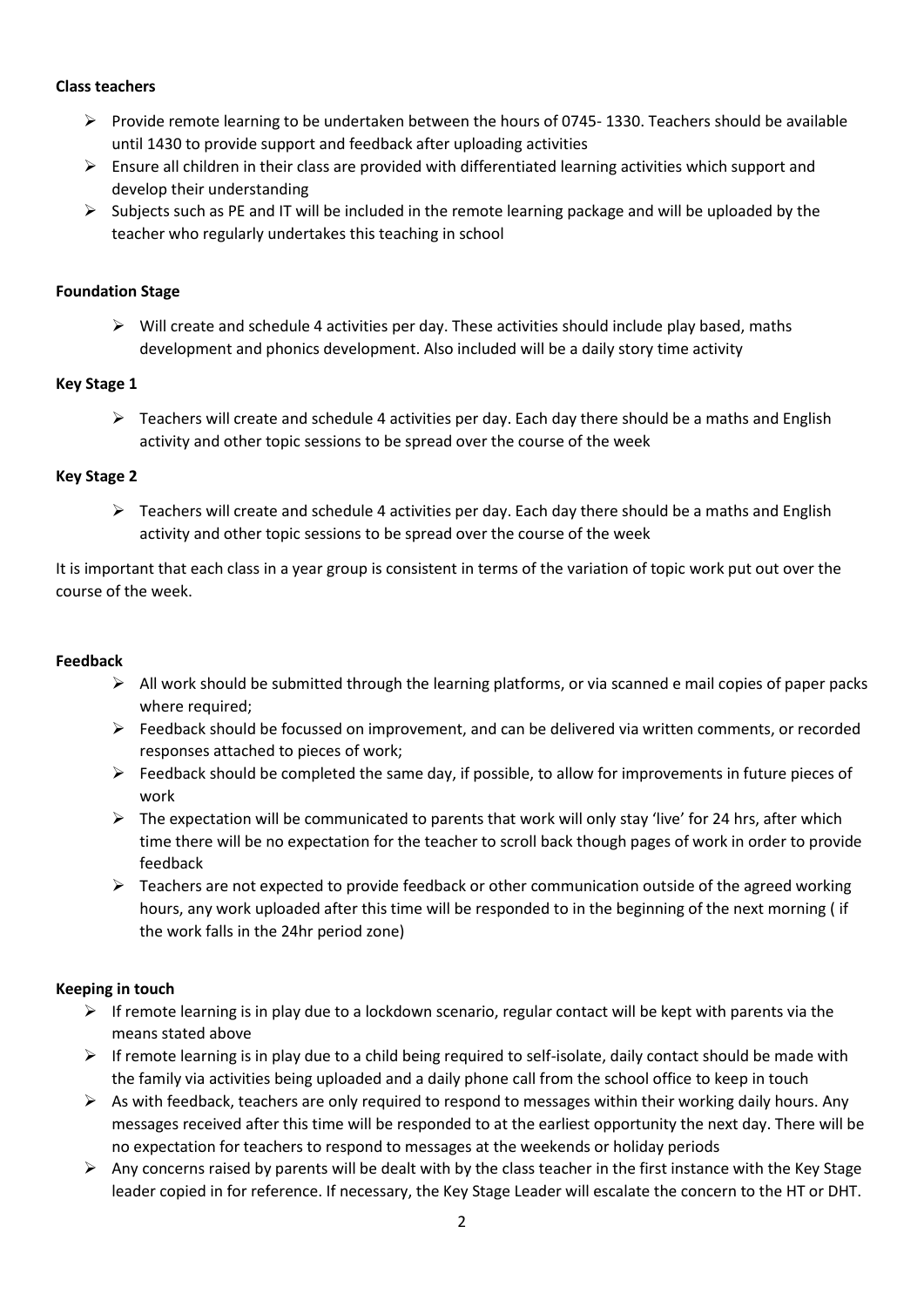**Class teachers**

- Provide remote learning to be undertaken between the hours of 0745- 1330. Teachers should be available until 1430 to provide support and feedback after uploading activities
- Ensure all children in their class are provided with differentiated learning activities which support and develop their understanding
- Subjects such as PE and IT will be included in the remote learning package and will be uploaded by the teacher who regularly undertakes this teaching in school

**Foundation Stage**

- Will create and schedule 4 activities per day. These activities should include play based, maths development and phonics development. Also included will be a daily story time activity

**Key Stage 1**

- Teachers will create and schedule 4 activities per day. Each day there should be a maths and English activity and other topic sessions to be spread over the course of the week

**Key Stage 2**

- Teachers will create and schedule 4 activities per day. Each day there should be a maths and English activity and other topic sessions to be spread over the course of the week

It is important that each class in a year group is consistent in terms of the variation of topic work put out over the course of the week.

**Feedback**

- All work should be submitted through the learning platforms, or via scanned e mail copies of paper packs where required;
- Feedback should be focussed on improvement, and can be delivered via written comments, or recorded responses attached to pieces of work;
- Feedback should be completed the same day, if possible, to allow for improvements in future pieces of work
- The expectation will be communicated to parents that work will only stay 'live' for 24 hrs, after which time there will be no expectation for the teacher to scroll back though pages of work in order to provide feedback
- Teachers are not expected to provide feedback or other communication outside of the agreed working hours, any work uploaded after this time will be responded to in the beginning of the next morning ( if the work falls in the 24hr period zone)

**Keeping in touch**

- If remote learning is in play due to a lockdown scenario, regular contact will be kept with parents via the means stated above
- If remote learning is in play due to a child being required to self-isolate, daily contact should be made with the family via activities being uploaded and a daily phone call from the school office to keep in touch
- As with feedback, teachers are only required to respond to messages within their working daily hours. Any messages received after this time will be responded to at the earliest opportunity the next day. There will be no expectation for teachers to respond to messages at the weekends or holiday periods
- Any concerns raised by parents will be dealt with by the class teacher in the first instance with the Key Stage leader copied in for reference. If necessary, the Key Stage Leader will escalate the concern to the HT or DHT.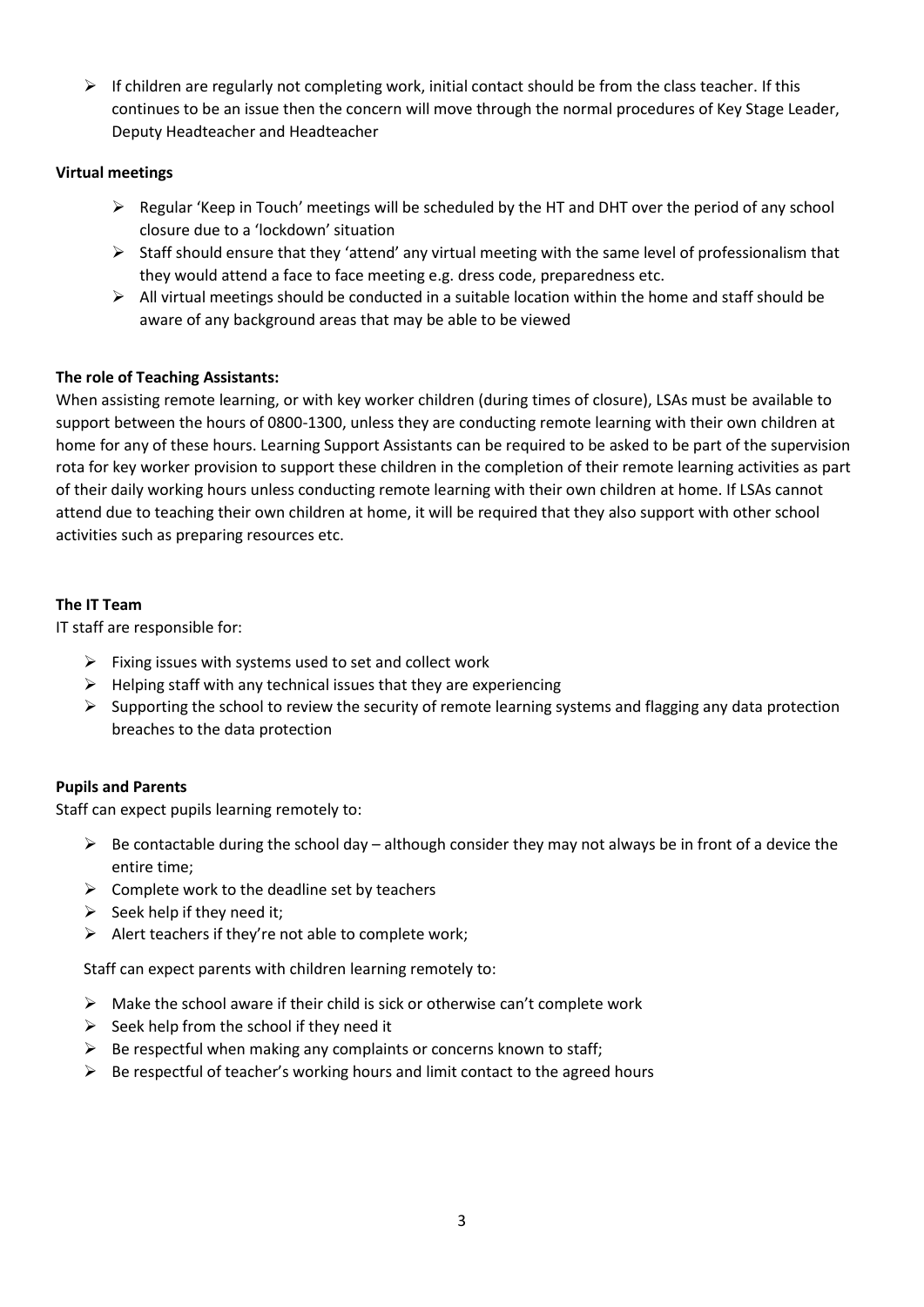- If children are regularly not completing work, initial contact should be from the class teacher. If this continues to be an issue then the concern will move through the normal procedures of Key Stage Leader, Deputy Headteacher and Headteacher

**Virtual meetings**

- Regular 'Keep in Touch' meetings will be scheduled by the HT and DHT over the period of any school closure due to a 'lockdown' situation
- Staff should ensure that they 'attend' any virtual meeting with the same level of professionalism that they would attend a face to face meeting e.g. dress code, preparedness etc.
- All virtual meetings should be conducted in a suitable location within the home and staff should be aware of any background areas that may be able to be viewed

**The role of Teaching Assistants:**

When assisting remote learning, or with key worker children (during times of closure), LSAs must be available to support between the hours of 0800-1300, unless they are conducting remote learning with their own children at home for any of these hours. Learning Support Assistants can be required to be asked to be part of the supervision rota for key worker provision to support these children in the completion of their remote learning activities as part of their daily working hours unless conducting remote learning with their own children at home. If LSAs cannot attend due to teaching their own children at home, it will be required that they also support with other school activities such as preparing resources etc.

**The IT Team**

IT staff are responsible for:

- Fixing issues with systems used to set and collect work
- Helping staff with any technical issues that they are experiencing
- Supporting the school to review the security of remote learning systems and flagging any data protection breaches to the data protection

**Pupils and Parents**

Staff can expect pupils learning remotely to:

- Be contactable during the school day – although consider they may not always be in front of a device the entire time;
- Complete work to the deadline set by teachers
- Seek help if they need it;
- Alert teachers if they're not able to complete work;

Staff can expect parents with children learning remotely to:

- Make the school aware if their child is sick or otherwise can't complete work
- Seek help from the school if they need it
- Be respectful when making any complaints or concerns known to staff;
- Be respectful of teacher's working hours and limit contact to the agreed hours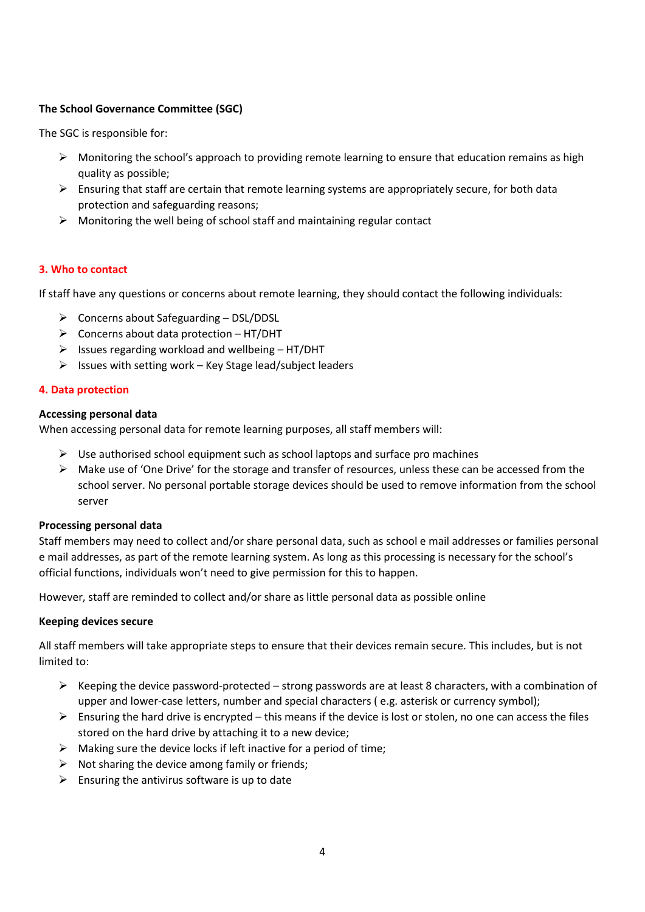**The School Governance Committee (SGC)**

The SGC is responsible for:

- Monitoring the school's approach to providing remote learning to ensure that education remains as high quality as possible;
- Ensuring that staff are certain that remote learning systems are appropriately secure, for both data protection and safeguarding reasons;
- Monitoring the well being of school staff and maintaining regular contact

## 3. Who to contact

If staff have any questions or concerns about remote learning, they should contact the following individuals:

- Concerns about Safeguarding – DSL/DDSL
- Concerns about data protection – HT/DHT
- Issues regarding workload and wellbeing – HT/DHT
- Issues with setting work – Key Stage lead/subject leaders

## 4. Data protection

**Accessing personal data**

When accessing personal data for remote learning purposes, all staff members will:

- Use authorised school equipment such as school laptops and surface pro machines
- Make use of 'One Drive' for the storage and transfer of resources, unless these can be accessed from the school server. No personal portable storage devices should be used to remove information from the school server

**Processing personal data**

Staff members may need to collect and/or share personal data, such as school e mail addresses or families personal e mail addresses, as part of the remote learning system. As long as this processing is necessary for the school's official functions, individuals won't need to give permission for this to happen.

However, staff are reminded to collect and/or share as little personal data as possible online

**Keeping devices secure**

All staff members will take appropriate steps to ensure that their devices remain secure. This includes, but is not limited to:

- Keeping the device password-protected – strong passwords are at least 8 characters, with a combination of upper and lower-case letters, number and special characters ( e.g. asterisk or currency symbol);
- Ensuring the hard drive is encrypted – this means if the device is lost or stolen, no one can access the files stored on the hard drive by attaching it to a new device;
- Making sure the device locks if left inactive for a period of time;
- Not sharing the device among family or friends;
- Ensuring the antivirus software is up to date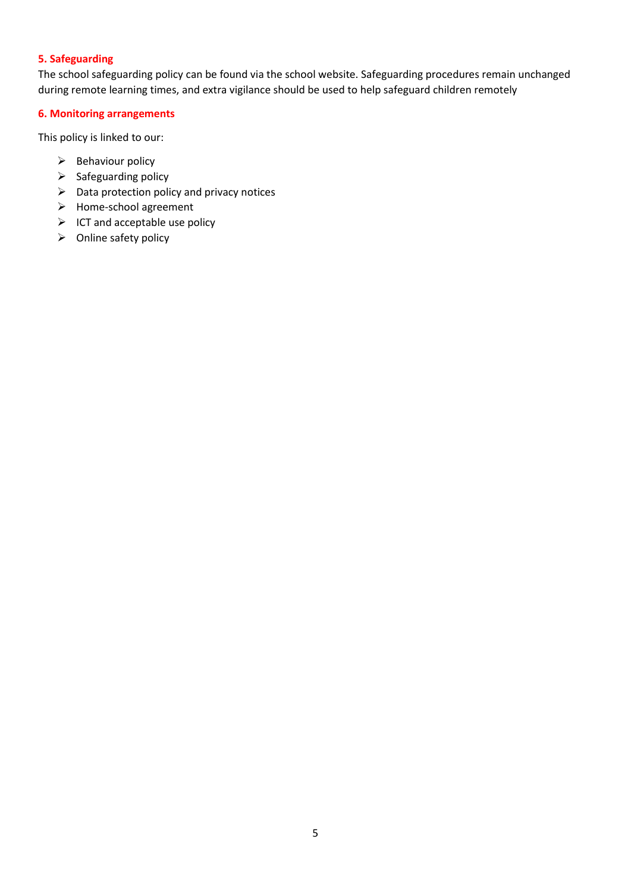## 5. Safeguarding

The school safeguarding policy can be found via the school website. Safeguarding procedures remain unchanged during remote learning times, and extra vigilance should be used to help safeguard children remotely

## 6. Monitoring arrangements

This policy is linked to our:

- Behaviour policy
- Safeguarding policy
- Data protection policy and privacy notices
- Home-school agreement
- ICT and acceptable use policy
- Online safety policy